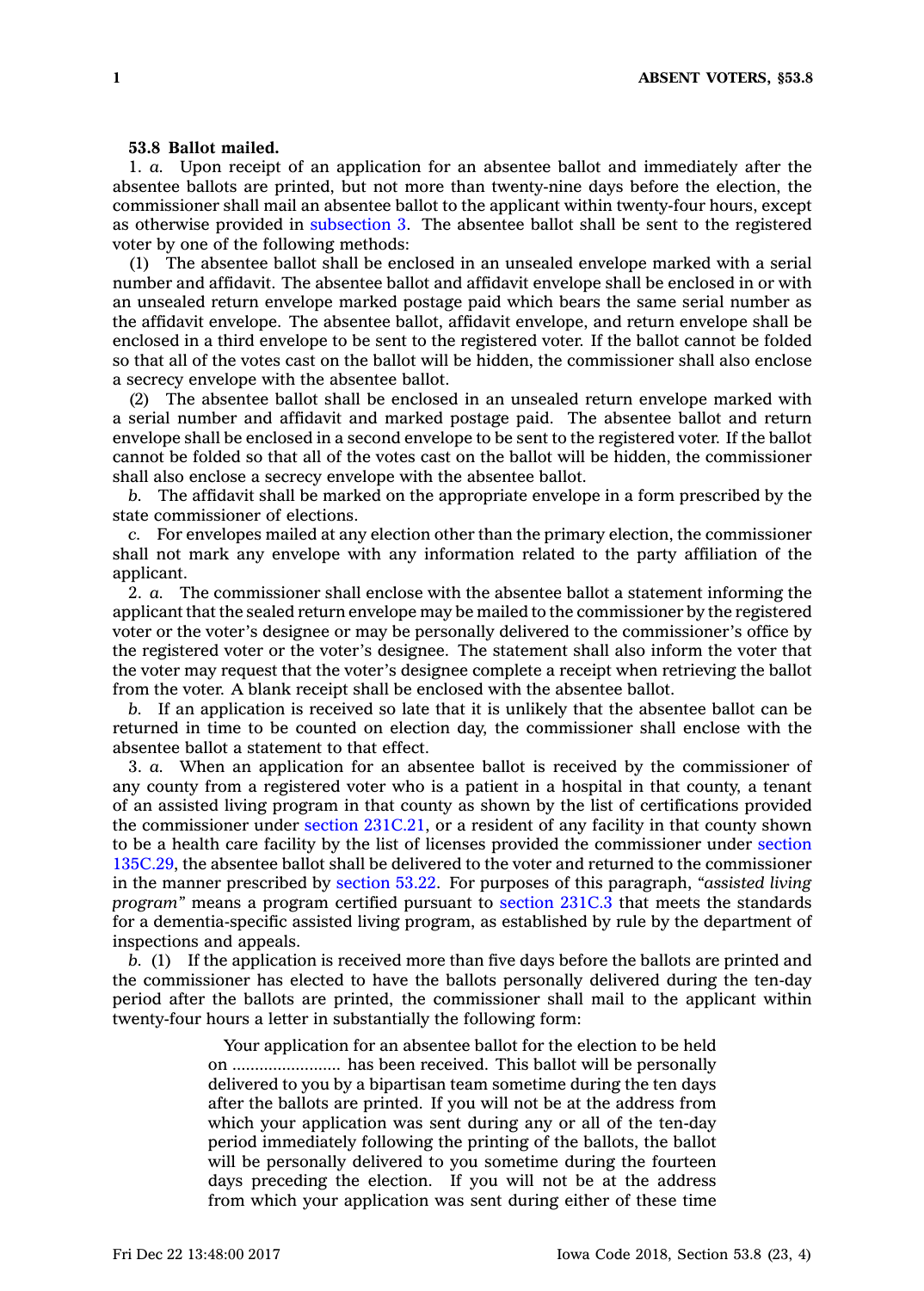**53.8 Ballot mailed.**

1. *a.* Upon receipt of an application for an absentee ballot and immediately after the absentee ballots are printed, but not more than twenty-nine days before the election, the commissioner shall mail an absentee ballot to the applicant within twenty-four hours, except as otherwise provided in subsection 3. The absentee ballot shall be sent to the registered voter by one of the following methods:

(1) The absentee ballot shall be enclosed in an unsealed envelope marked with a serial number and affidavit. The absentee ballot and affidavit envelope shall be enclosed in or with an unsealed return envelope marked postage paid which bears the same serial number as the affidavit envelope. The absentee ballot, affidavit envelope, and return envelope shall be enclosed in a third envelope to be sent to the registered voter. If the ballot cannot be folded so that all of the votes cast on the ballot will be hidden, the commissioner shall also enclose a secrecy envelope with the absentee ballot.

(2) The absentee ballot shall be enclosed in an unsealed return envelope marked with a serial number and affidavit and marked postage paid. The absentee ballot and return envelope shall be enclosed in a second envelope to be sent to the registered voter. If the ballot cannot be folded so that all of the votes cast on the ballot will be hidden, the commissioner shall also enclose a secrecy envelope with the absentee ballot.

*b.* The affidavit shall be marked on the appropriate envelope in a form prescribed by the state commissioner of elections.

*c.* For envelopes mailed at any election other than the primary election, the commissioner shall not mark any envelope with any information related to the party affiliation of the applicant.

2. *a.* The commissioner shall enclose with the absentee ballot a statement informing the applicant that the sealed return envelope may be mailed to the commissioner by the registered voter or the voter's designee or may be personally delivered to the commissioner's office by the registered voter or the voter's designee. The statement shall also inform the voter that the voter may request that the voter's designee complete a receipt when retrieving the ballot from the voter. A blank receipt shall be enclosed with the absentee ballot.

*b.* If an application is received so late that it is unlikely that the absentee ballot can be returned in time to be counted on election day, the commissioner shall enclose with the absentee ballot a statement to that effect.

3. *a.* When an application for an absentee ballot is received by the commissioner of any county from a registered voter who is a patient in a hospital in that county, a tenant of an assisted living program in that county as shown by the list of certifications provided the commissioner under section 231C.21, or a resident of any facility in that county shown to be a health care facility by the list of licenses provided the commissioner under section 135C.29, the absentee ballot shall be delivered to the voter and returned to the commissioner in the manner prescribed by section 53.22. For purposes of this paragraph, *"assisted living program"* means a program certified pursuant to section 231C.3 that meets the standards for a dementia-specific assisted living program, as established by rule by the department of inspections and appeals.

*b.* (1) If the application is received more than five days before the ballots are printed and the commissioner has elected to have the ballots personally delivered during the ten-day period after the ballots are printed, the commissioner shall mail to the applicant within twenty-four hours a letter in substantially the following form:

> Your application for an absentee ballot for the election to be held on ........................ has been received. This ballot will be personally delivered to you by a bipartisan team sometime during the ten days after the ballots are printed. If you will not be at the address from which your application was sent during any or all of the ten-day period immediately following the printing of the ballots, the ballot will be personally delivered to you sometime during the fourteen days preceding the election. If you will not be at the address from which your application was sent during either of these time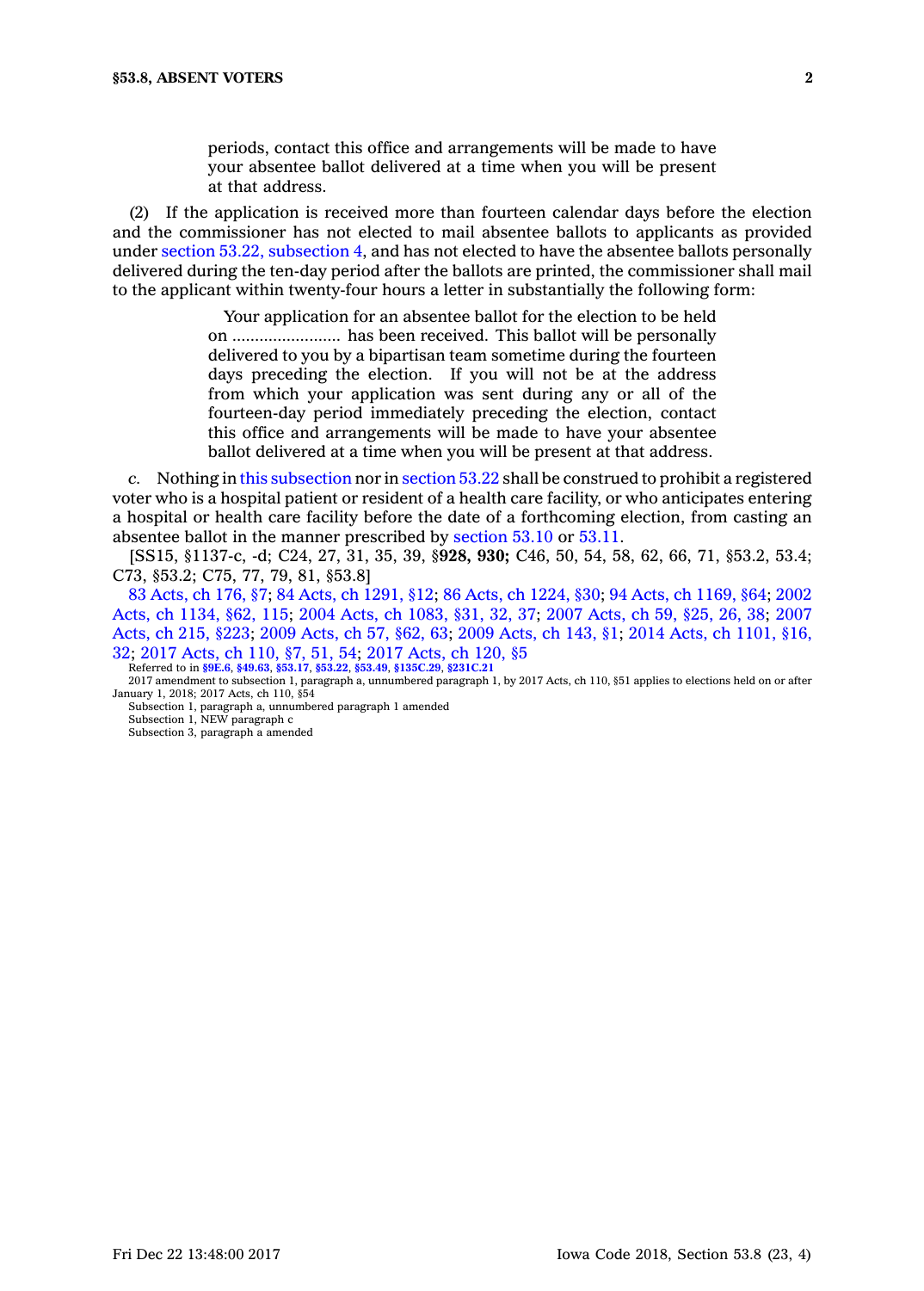> periods, contact this office and arrangements will be made to have your absentee ballot delivered at a time when you will be present at that address.

(2) If the application is received more than fourteen calendar days before the election and the commissioner has not elected to mail absentee ballots to applicants as provided under section 53.22, subsection 4, and has not elected to have the absentee ballots personally delivered during the ten-day period after the ballots are printed, the commissioner shall mail to the applicant within twenty-four hours a letter in substantially the following form:

> Your application for an absentee ballot for the election to be held on ........................ has been received. This ballot will be personally delivered to you by a bipartisan team sometime during the fourteen days preceding the election. If you will not be at the address from which your application was sent during any or all of the fourteen-day period immediately preceding the election, contact this office and arrangements will be made to have your absentee ballot delivered at a time when you will be present at that address.

*c.* Nothing in this subsection nor in section 53.22 shall be construed to prohibit a registered voter who is a hospital patient or resident of a health care facility, or who anticipates entering a hospital or health care facility before the date of a forthcoming election, from casting an absentee ballot in the manner prescribed by section 53.10 or 53.11.

[SS15, §1137-c, -d; C24, 27, 31, 35, 39, §**928, 930;** C46, 50, 54, 58, 62, 66, 71, §53.2, 53.4; C73, §53.2; C75, 77, 79, 81, §53.8]

83 Acts, ch 176, §7; 84 Acts, ch 1291, §12; 86 Acts, ch 1224, §30; 94 Acts, ch 1169, §64; 2002 Acts, ch 1134, §62, 115; 2004 Acts, ch 1083, §31, 32, 37; 2007 Acts, ch 59, §25, 26, 38; 2007 Acts, ch 215, §223; 2009 Acts, ch 57, §62, 63; 2009 Acts, ch 143, §1; 2014 Acts, ch 1101, §16, 32; 2017 Acts, ch 110, §7, 51, 54; 2017 Acts, ch 120, §5

Referred to in **§9E.6, §49.63, §53.17, §53.22, §53.49, §135C.29, §231C.21**

2017 amendment to subsection 1, paragraph a, unnumbered paragraph 1, by 2017 Acts, ch 110, §51 applies to elections held on or after January 1, 2018; 2017 Acts, ch 110, §54

Subsection 1, paragraph a, unnumbered paragraph 1 amended

Subsection 1, NEW paragraph c

Subsection 3, paragraph a amended